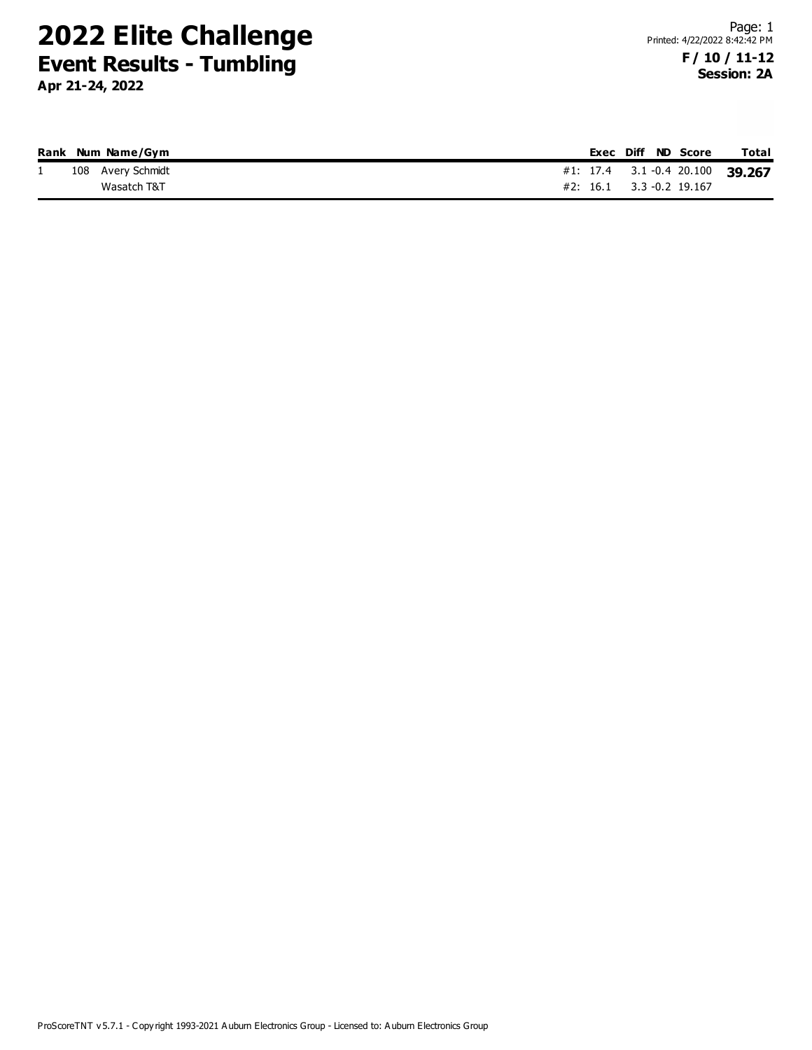# 2022 Elite Challenge

## Event Results - Tumbling

**Apr 21-24, 2022**

Printed: 4/22/2022 8:42:42 PM

**F / 10 / 11-12**
**Session: 2A**

| Rank | Num | Name/Gym | | Exec | Diff | ND | Score | Total |
|---|---|---|---|---|---|---|---|---|
| 1 | 108 | Avery Schmidt | #1: | 17.4 | 3.1 | -0.4 | 20.100 | **39.267** |
| | | Wasatch T&T | #2: | 16.1 | 3.3 | -0.2 | 19.167 | |

ProScoreTNT v5.7.1 - Copyright 1993-2021 Auburn Electronics Group - Licensed to: Auburn Electronics Group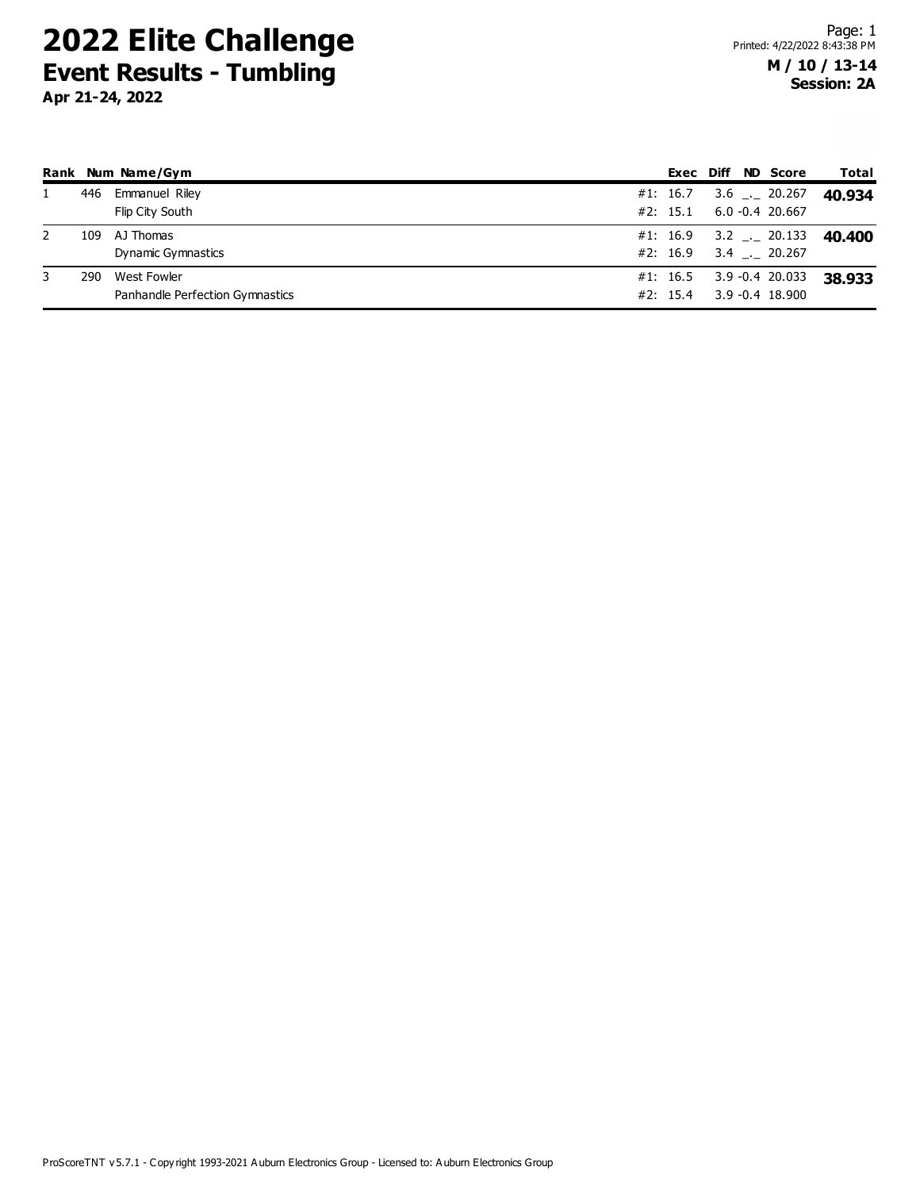# 2022 Elite Challenge

## Event Results - Tumbling

**Apr 21-24, 2022**

**M / 10 / 13-14**
**Session: 2A**

| Rank | Num | Name/Gym | | Exec | Diff | ND | Score | Total |
|---|---|---|---|---|---|---|---|---|
| 1 | 446 | Emmanuel Riley | #1: | 16.7 | 3.6 | _._ | 20.267 | **40.934** |
| | | Flip City South | #2: | 15.1 | 6.0 | -0.4 | 20.667 | |
| 2 | 109 | AJ Thomas | #1: | 16.9 | 3.2 | _._ | 20.133 | **40.400** |
| | | Dynamic Gymnastics | #2: | 16.9 | 3.4 | _._ | 20.267 | |
| 3 | 290 | West Fowler | #1: | 16.5 | 3.9 | -0.4 | 20.033 | **38.933** |
| | | Panhandle Perfection Gymnastics | #2: | 15.4 | 3.9 | -0.4 | 18.900 | |

ProScoreTNT v5.7.1 - Copyright 1993-2021 Auburn Electronics Group - Licensed to: Auburn Electronics Group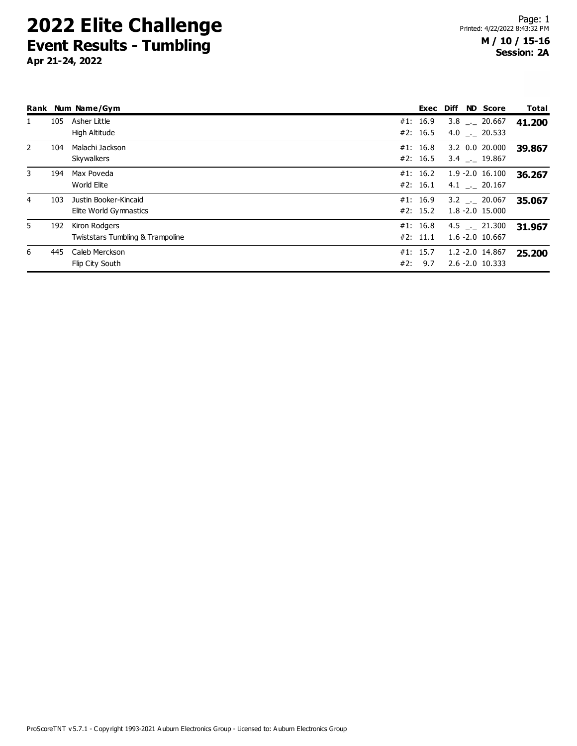# 2022 Elite Challenge

## Event Results - Tumbling

**Apr 21-24, 2022**

Printed: 4/22/2022 8:43:32 PM

**M / 10 / 15-16**
**Session: 2A**

| Rank | Num | Name/Gym | Exec | Diff | ND | Score | Total |
|---|---|---|---|---|---|---|---|
| 1 | 105 | Asher Little | #1: 16.9 | 3.8 | _._ | 20.667 | **41.200** |
| | | High Altitude | #2: 16.5 | 4.0 | _._ | 20.533 | |
| 2 | 104 | Malachi Jackson | #1: 16.8 | 3.2 | 0.0 | 20.000 | **39.867** |
| | | Skywalkers | #2: 16.5 | 3.4 | _._ | 19.867 | |
| 3 | 194 | Max Poveda | #1: 16.2 | 1.9 | -2.0 | 16.100 | **36.267** |
| | | World Elite | #2: 16.1 | 4.1 | _._ | 20.167 | |
| 4 | 103 | Justin Booker-Kincaid | #1: 16.9 | 3.2 | _._ | 20.067 | **35.067** |
| | | Elite World Gymnastics | #2: 15.2 | 1.8 | -2.0 | 15.000 | |
| 5 | 192 | Kiron Rodgers | #1: 16.8 | 4.5 | _._ | 21.300 | **31.967** |
| | | Twiststars Tumbling & Trampoline | #2: 11.1 | 1.6 | -2.0 | 10.667 | |
| 6 | 445 | Caleb Merckson | #1: 15.7 | 1.2 | -2.0 | 14.867 | **25.200** |
| | | Flip City South | #2: 9.7 | 2.6 | -2.0 | 10.333 | |

ProScoreTNT v5.7.1 - Copyright 1993-2021 Auburn Electronics Group - Licensed to: Auburn Electronics Group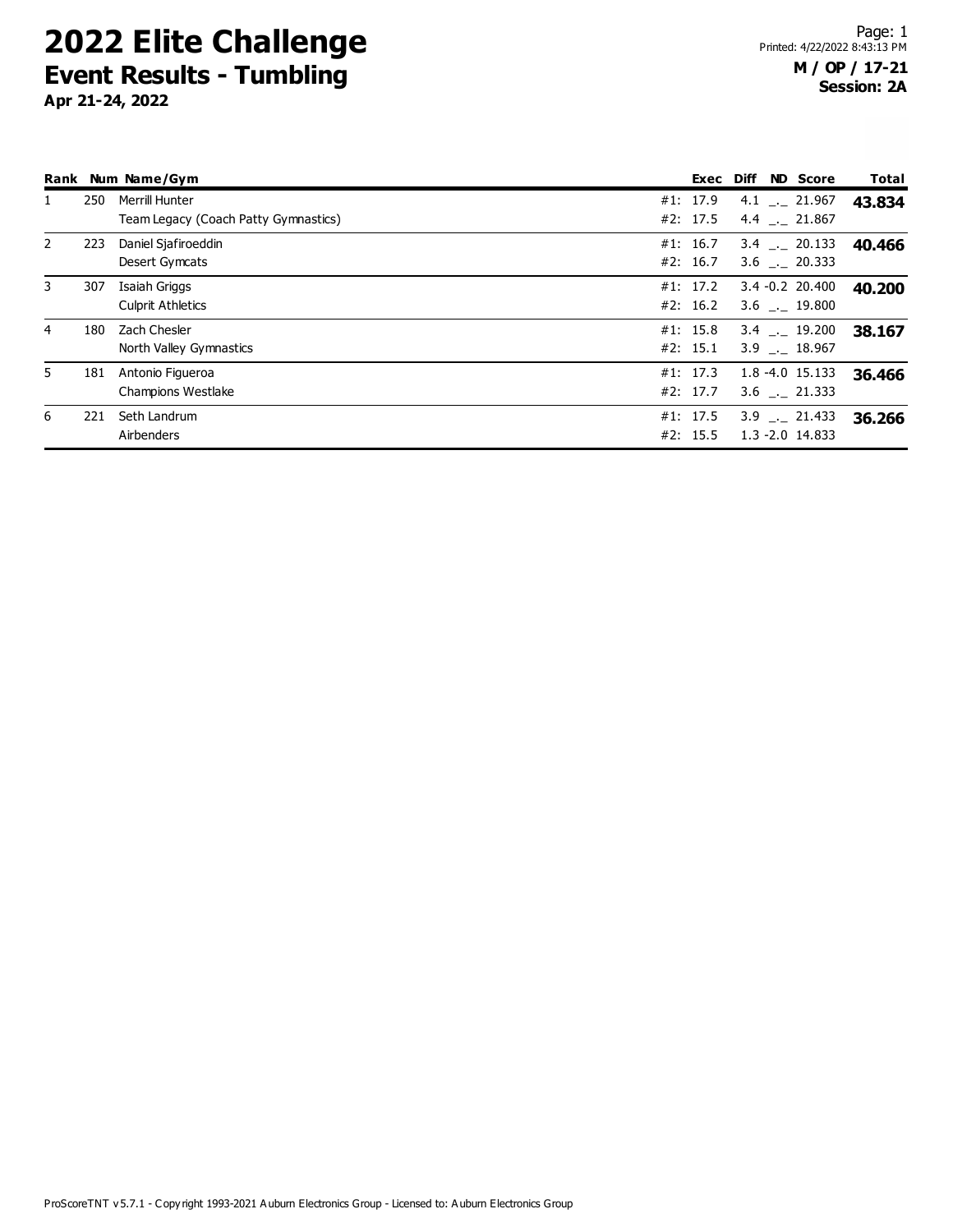# 2022 Elite Challenge

## Event Results - Tumbling

**Apr 21-24, 2022**

Printed: 4/22/2022 8:43:13 PM

**M / OP / 17-21**
**Session: 2A**

| Rank | Num | Name/Gym | | Exec | Diff | ND | Score | Total |
|---|---|---|---|---|---|---|---|---|
| 1 | 250 | Merrill Hunter | #1: | 17.9 | 4.1 | _._ | 21.967 | **43.834** |
| | | Team Legacy (Coach Patty Gymnastics) | #2: | 17.5 | 4.4 | _._ | 21.867 | |
| 2 | 223 | Daniel Sjafiroeddin | #1: | 16.7 | 3.4 | _._ | 20.133 | **40.466** |
| | | Desert Gymcats | #2: | 16.7 | 3.6 | _._ | 20.333 | |
| 3 | 307 | Isaiah Griggs | #1: | 17.2 | 3.4 | -0.2 | 20.400 | **40.200** |
| | | Culprit Athletics | #2: | 16.2 | 3.6 | _._ | 19.800 | |
| 4 | 180 | Zach Chesler | #1: | 15.8 | 3.4 | _._ | 19.200 | **38.167** |
| | | North Valley Gymnastics | #2: | 15.1 | 3.9 | _._ | 18.967 | |
| 5 | 181 | Antonio Figueroa | #1: | 17.3 | 1.8 | -4.0 | 15.133 | **36.466** |
| | | Champions Westlake | #2: | 17.7 | 3.6 | _._ | 21.333 | |
| 6 | 221 | Seth Landrum | #1: | 17.5 | 3.9 | _._ | 21.433 | **36.266** |
| | | Airbenders | #2: | 15.5 | 1.3 | -2.0 | 14.833 | |

ProScoreTNT v5.7.1 - Copyright 1993-2021 Auburn Electronics Group - Licensed to: Auburn Electronics Group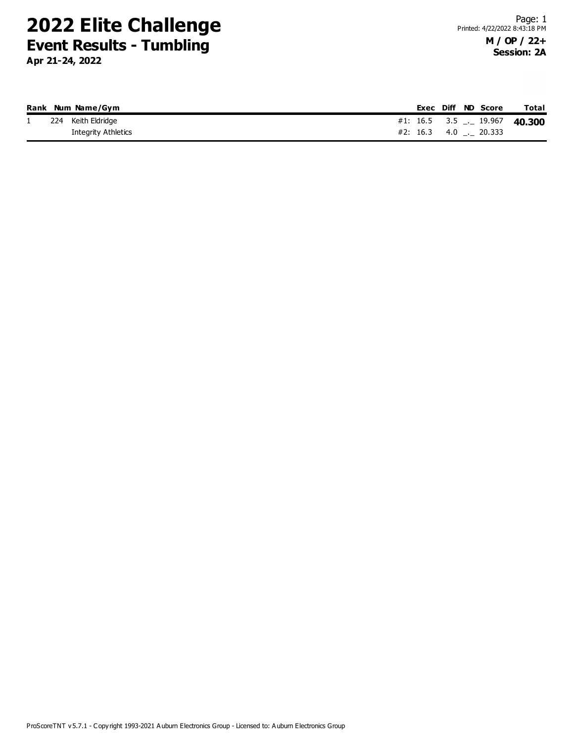# 2022 Elite Challenge

## Event Results - Tumbling

**Apr 21-24, 2022**

Printed: 4/22/2022 8:43:18 PM

**M / OP / 22+**
**Session: 2A**

| Rank | Num | Name/Gym | | Exec | Diff | ND | Score | Total |
|---|---|---|---|---|---|---|---|---|
| 1 | 224 | Keith Eldridge | #1: | 16.5 | 3.5 | _._ | 19.967 | **40.300** |
| | | Integrity Athletics | #2: | 16.3 | 4.0 | _._ | 20.333 | |

ProScoreTNT v5.7.1 - Copyright 1993-2021 Auburn Electronics Group - Licensed to: Auburn Electronics Group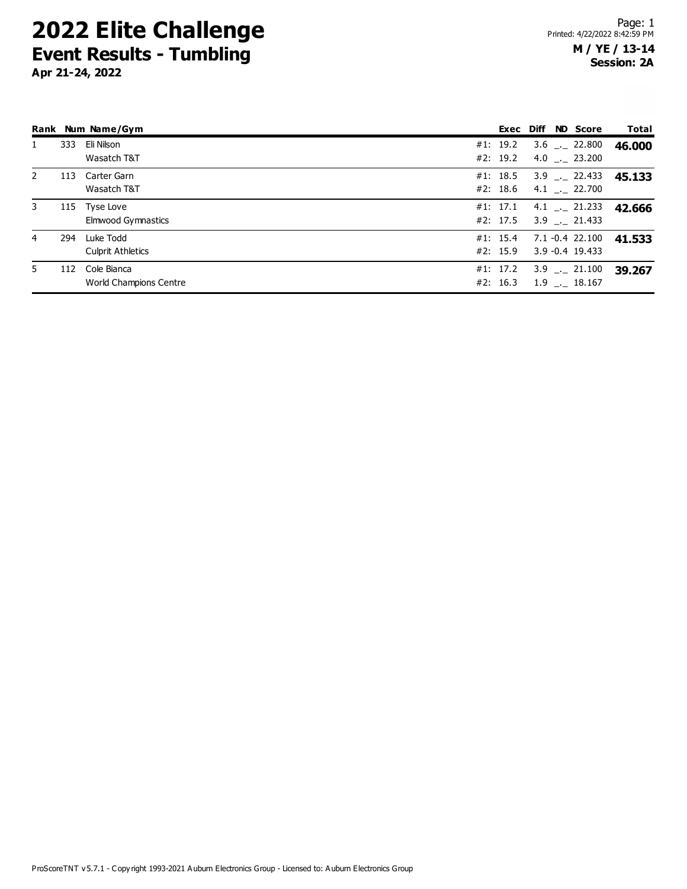# 2022 Elite Challenge

## Event Results - Tumbling

**Apr 21-24, 2022**

**M / YE / 13-14**
**Session: 2A**

| Rank | Num | Name/Gym | | Exec | Diff | ND | Score | Total |
|---|---|---|---|---|---|---|---|---|
| 1 | 333 | Eli Nilson | #1: | 19.2 | 3.6 | _._ | 22.800 | **46.000** |
| | | Wasatch T&T | #2: | 19.2 | 4.0 | _._ | 23.200 | |
| 2 | 113 | Carter Garn | #1: | 18.5 | 3.9 | _._ | 22.433 | **45.133** |
| | | Wasatch T&T | #2: | 18.6 | 4.1 | _._ | 22.700 | |
| 3 | 115 | Tyse Love | #1: | 17.1 | 4.1 | _._ | 21.233 | **42.666** |
| | | Elmwood Gymnastics | #2: | 17.5 | 3.9 | _._ | 21.433 | |
| 4 | 294 | Luke Todd | #1: | 15.4 | 7.1 | -0.4 | 22.100 | **41.533** |
| | | Culprit Athletics | #2: | 15.9 | 3.9 | -0.4 | 19.433 | |
| 5 | 112 | Cole Bianca | #1: | 17.2 | 3.9 | _._ | 21.100 | **39.267** |
| | | World Champions Centre | #2: | 16.3 | 1.9 | _._ | 18.167 | |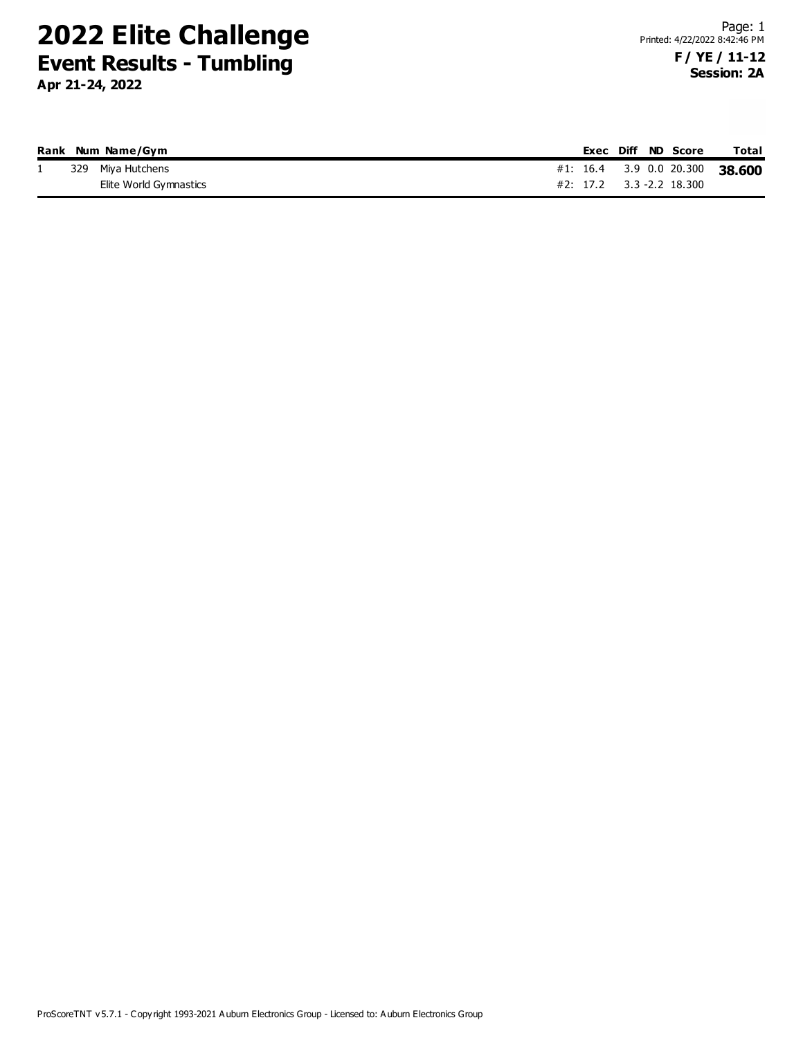# 2022 Elite Challenge

## Event Results - Tumbling

**Apr 21-24, 2022**

Printed: 4/22/2022 8:42:46 PM

**F / YE / 11-12**

**Session: 2A**

| Rank | Num | Name/Gym | | Exec | Diff | ND | Score | Total |
|---|---|---|---|---|---|---|---|---|
| 1 | 329 | Miya Hutchens | #1: | 16.4 | 3.9 | 0.0 | 20.300 | **38.600** |
| | | Elite World Gymnastics | #2: | 17.2 | 3.3 | -2.2 | 18.300 | |

ProScoreTNT v5.7.1 - Copyright 1993-2021 Auburn Electronics Group - Licensed to: Auburn Electronics Group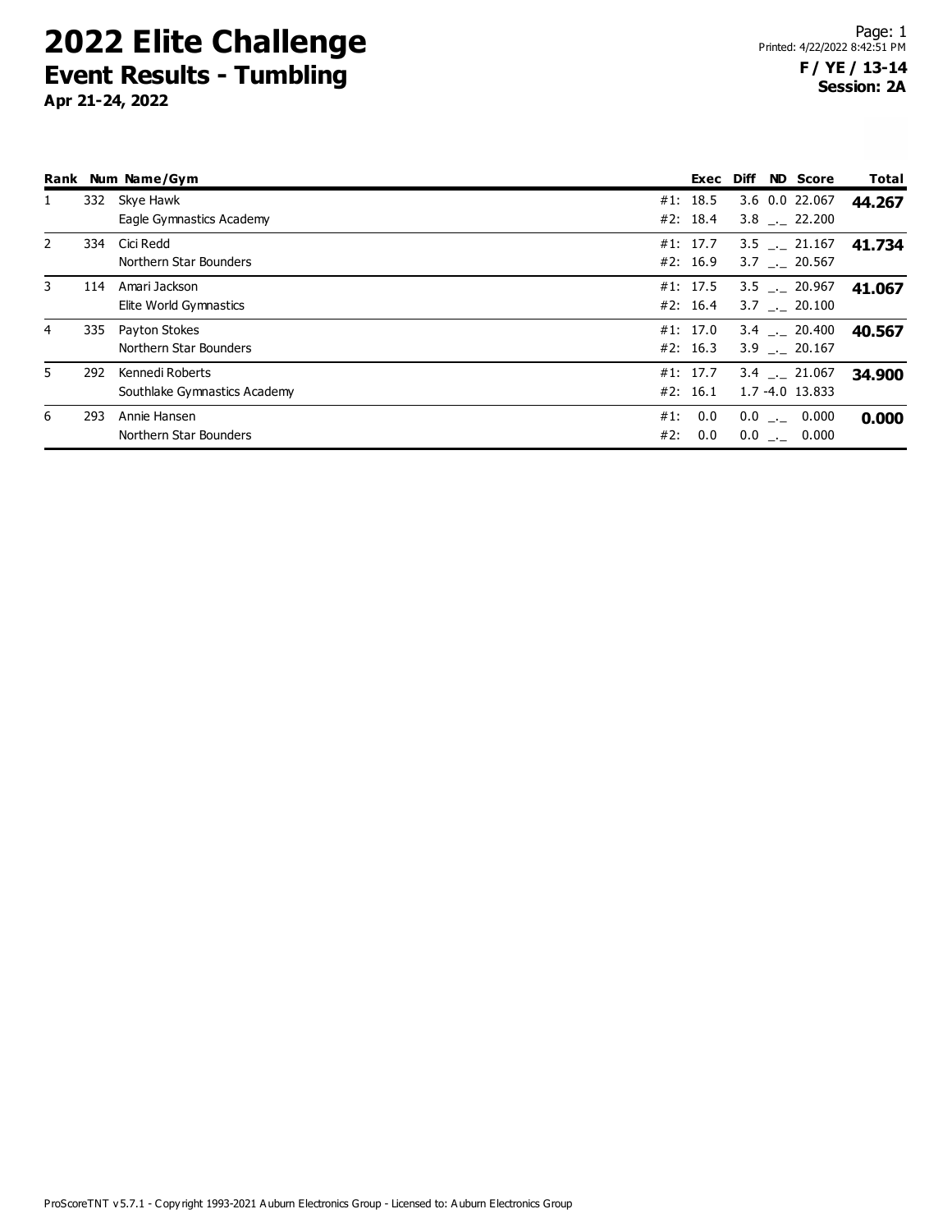# 2022 Elite Challenge

## Event Results - Tumbling

**Apr 21-24, 2022**

**F / YE / 13-14**
**Session: 2A**

| Rank | Num | Name/Gym | | Exec | Diff | ND | Score | Total |
|---|---|---|---|---|---|---|---|---|
| 1 | 332 | Skye Hawk | #1: | 18.5 | 3.6 | 0.0 | 22.067 | **44.267** |
| | | Eagle Gymnastics Academy | #2: | 18.4 | 3.8 | _._ | 22.200 | |
| 2 | 334 | Cici Redd | #1: | 17.7 | 3.5 | _._ | 21.167 | **41.734** |
| | | Northern Star Bounders | #2: | 16.9 | 3.7 | _._ | 20.567 | |
| 3 | 114 | Amari Jackson | #1: | 17.5 | 3.5 | _._ | 20.967 | **41.067** |
| | | Elite World Gymnastics | #2: | 16.4 | 3.7 | _._ | 20.100 | |
| 4 | 335 | Payton Stokes | #1: | 17.0 | 3.4 | _._ | 20.400 | **40.567** |
| | | Northern Star Bounders | #2: | 16.3 | 3.9 | _._ | 20.167 | |
| 5 | 292 | Kennedi Roberts | #1: | 17.7 | 3.4 | _._ | 21.067 | **34.900** |
| | | Southlake Gymnastics Academy | #2: | 16.1 | 1.7 | -4.0 | 13.833 | |
| 6 | 293 | Annie Hansen | #1: | 0.0 | 0.0 | _._ | 0.000 | **0.000** |
| | | Northern Star Bounders | #2: | 0.0 | 0.0 | _._ | 0.000 | |

ProScoreTNT v5.7.1 - Copyright 1993-2021 Auburn Electronics Group - Licensed to: Auburn Electronics Group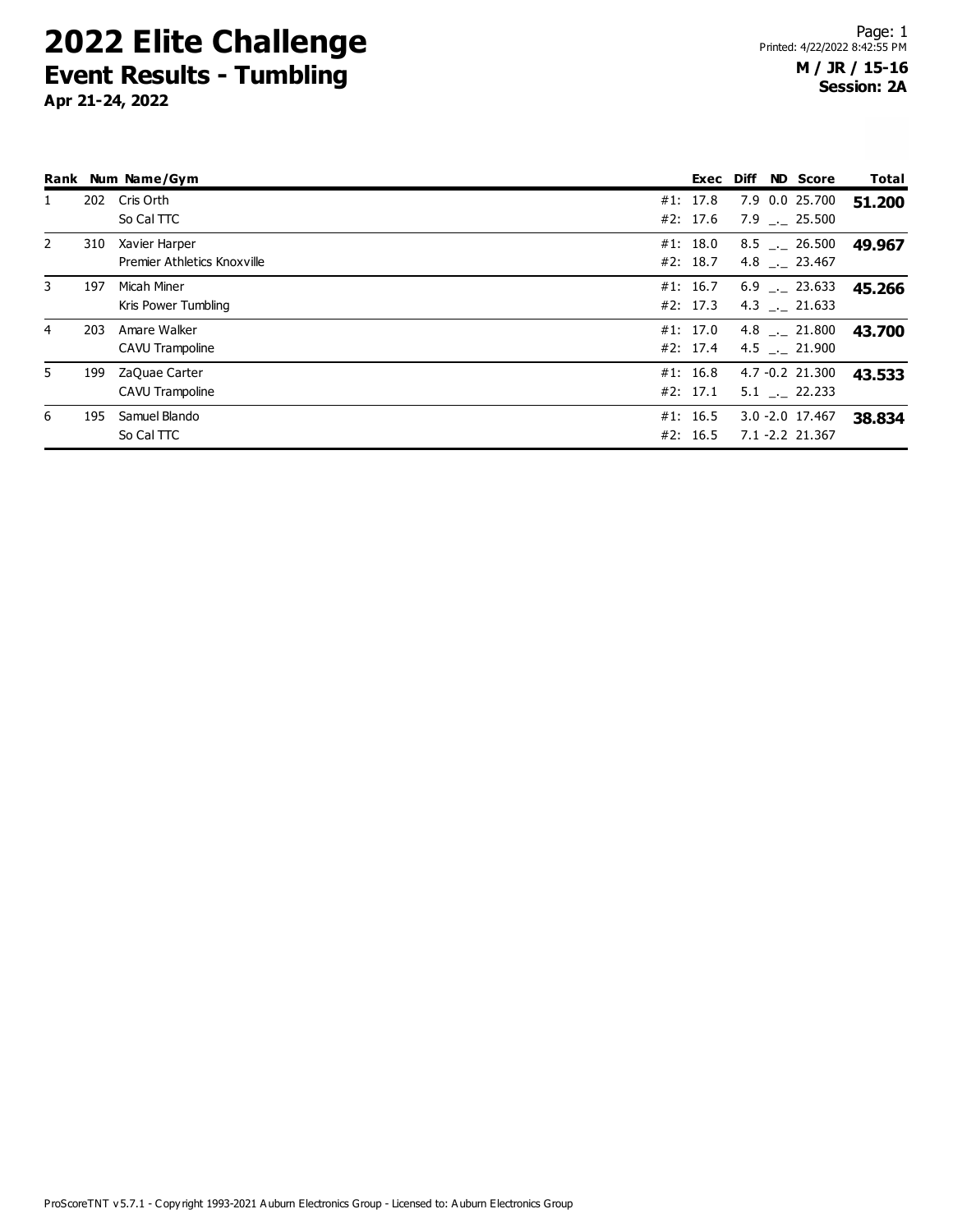# 2022 Elite Challenge

## Event Results - Tumbling

**Apr 21-24, 2022**

Printed: 4/22/2022 8:42:55 PM

**M / JR / 15-16**
**Session: 2A**

| Rank | Num | Name/Gym | | Exec | Diff | ND | Score | Total |
|---|---|---|---|---|---|---|---|---|
| 1 | 202 | Cris Orth | #1: | 17.8 | 7.9 | 0.0 | 25.700 | **51.200** |
| | | So Cal TTC | #2: | 17.6 | 7.9 | _._ | 25.500 | |
| 2 | 310 | Xavier Harper | #1: | 18.0 | 8.5 | _._ | 26.500 | **49.967** |
| | | Premier Athletics Knoxville | #2: | 18.7 | 4.8 | _._ | 23.467 | |
| 3 | 197 | Micah Miner | #1: | 16.7 | 6.9 | _._ | 23.633 | **45.266** |
| | | Kris Power Tumbling | #2: | 17.3 | 4.3 | _._ | 21.633 | |
| 4 | 203 | Amare Walker | #1: | 17.0 | 4.8 | _._ | 21.800 | **43.700** |
| | | CAVU Trampoline | #2: | 17.4 | 4.5 | _._ | 21.900 | |
| 5 | 199 | ZaQuae Carter | #1: | 16.8 | 4.7 | -0.2 | 21.300 | **43.533** |
| | | CAVU Trampoline | #2: | 17.1 | 5.1 | _._ | 22.233 | |
| 6 | 195 | Samuel Blando | #1: | 16.5 | 3.0 | -2.0 | 17.467 | **38.834** |
| | | So Cal TTC | #2: | 16.5 | 7.1 | -2.2 | 21.367 | |

ProScoreTNT v5.7.1 - Copyright 1993-2021 Auburn Electronics Group - Licensed to: Auburn Electronics Group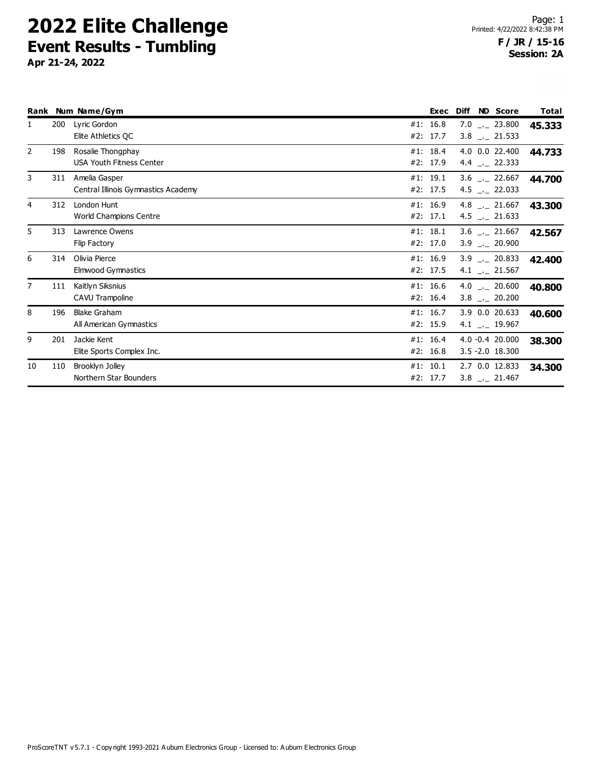# 2022 Elite Challenge

## Event Results - Tumbling

**Apr 21-24, 2022**

**F / JR / 15-16**
**Session: 2A**

| Rank | Num | Name/Gym | | Exec | Diff | ND | Score | Total |
|---|---|---|---|---|---|---|---|---|
| 1 | 200 | Lyric Gordon | #1: | 16.8 | 7.0 | _._ | 23.800 | **45.333** |
| | | Elite Athletics QC | #2: | 17.7 | 3.8 | _._ | 21.533 | |
| 2 | 198 | Rosalie Thongphay | #1: | 18.4 | 4.0 | 0.0 | 22.400 | **44.733** |
| | | USA Youth Fitness Center | #2: | 17.9 | 4.4 | _._ | 22.333 | |
| 3 | 311 | Amelia Gasper | #1: | 19.1 | 3.6 | _._ | 22.667 | **44.700** |
| | | Central Illinois Gymnastics Academy | #2: | 17.5 | 4.5 | _._ | 22.033 | |
| 4 | 312 | London Hunt | #1: | 16.9 | 4.8 | _._ | 21.667 | **43.300** |
| | | World Champions Centre | #2: | 17.1 | 4.5 | _._ | 21.633 | |
| 5 | 313 | Lawrence Owens | #1: | 18.1 | 3.6 | _._ | 21.667 | **42.567** |
| | | Flip Factory | #2: | 17.0 | 3.9 | _._ | 20.900 | |
| 6 | 314 | Olivia Pierce | #1: | 16.9 | 3.9 | _._ | 20.833 | **42.400** |
| | | Elmwood Gymnastics | #2: | 17.5 | 4.1 | _._ | 21.567 | |
| 7 | 111 | Kaitlyn Siksnius | #1: | 16.6 | 4.0 | _._ | 20.600 | **40.800** |
| | | CAVU Trampoline | #2: | 16.4 | 3.8 | _._ | 20.200 | |
| 8 | 196 | Blake Graham | #1: | 16.7 | 3.9 | 0.0 | 20.633 | **40.600** |
| | | All American Gymnastics | #2: | 15.9 | 4.1 | _._ | 19.967 | |
| 9 | 201 | Jackie Kent | #1: | 16.4 | 4.0 | -0.4 | 20.000 | **38.300** |
| | | Elite Sports Complex Inc. | #2: | 16.8 | 3.5 | -2.0 | 18.300 | |
| 10 | 110 | Brooklyn Jolley | #1: | 10.1 | 2.7 | 0.0 | 12.833 | **34.300** |
| | | Northern Star Bounders | #2: | 17.7 | 3.8 | _._ | 21.467 | |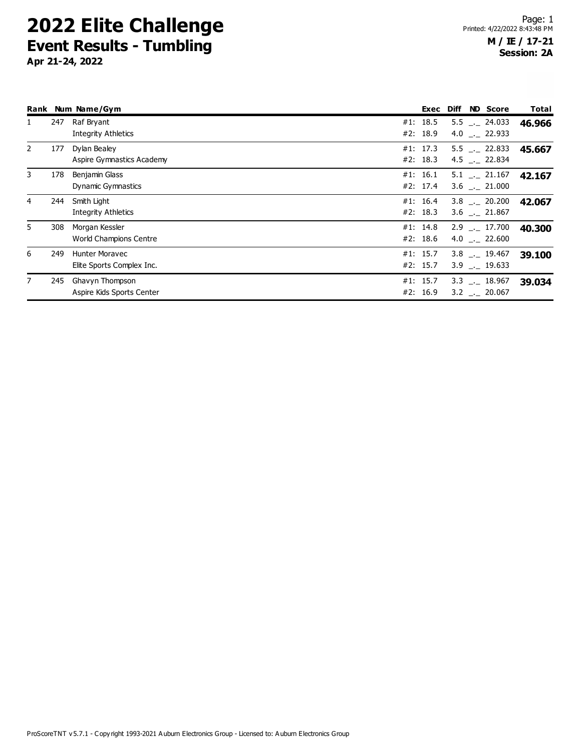# 2022 Elite Challenge

## Event Results - Tumbling

**Apr 21-24, 2022**

Printed: 4/22/2022 8:43:48 PM

**M / IE / 17-21**
**Session: 2A**

| Rank | Num | Name/Gym | Exec | Diff | ND | Score | Total |
|---|---|---|---|---|---|---|---|
| 1 | 247 | Raf Bryant | #1: 18.5 | 5.5 | _._ | 24.033 | **46.966** |
| | | Integrity Athletics | #2: 18.9 | 4.0 | _._ | 22.933 | |
| 2 | 177 | Dylan Bealey | #1: 17.3 | 5.5 | _._ | 22.833 | **45.667** |
| | | Aspire Gymnastics Academy | #2: 18.3 | 4.5 | _._ | 22.834 | |
| 3 | 178 | Benjamin Glass | #1: 16.1 | 5.1 | _._ | 21.167 | **42.167** |
| | | Dynamic Gymnastics | #2: 17.4 | 3.6 | _._ | 21.000 | |
| 4 | 244 | Smith Light | #1: 16.4 | 3.8 | _._ | 20.200 | **42.067** |
| | | Integrity Athletics | #2: 18.3 | 3.6 | _._ | 21.867 | |
| 5 | 308 | Morgan Kessler | #1: 14.8 | 2.9 | _._ | 17.700 | **40.300** |
| | | World Champions Centre | #2: 18.6 | 4.0 | _._ | 22.600 | |
| 6 | 249 | Hunter Moravec | #1: 15.7 | 3.8 | _._ | 19.467 | **39.100** |
| | | Elite Sports Complex Inc. | #2: 15.7 | 3.9 | _._ | 19.633 | |
| 7 | 245 | Ghavyn Thompson | #1: 15.7 | 3.3 | _._ | 18.967 | **39.034** |
| | | Aspire Kids Sports Center | #2: 16.9 | 3.2 | _._ | 20.067 | |

ProScoreTNT v5.7.1 - Copyright 1993-2021 Auburn Electronics Group - Licensed to: Auburn Electronics Group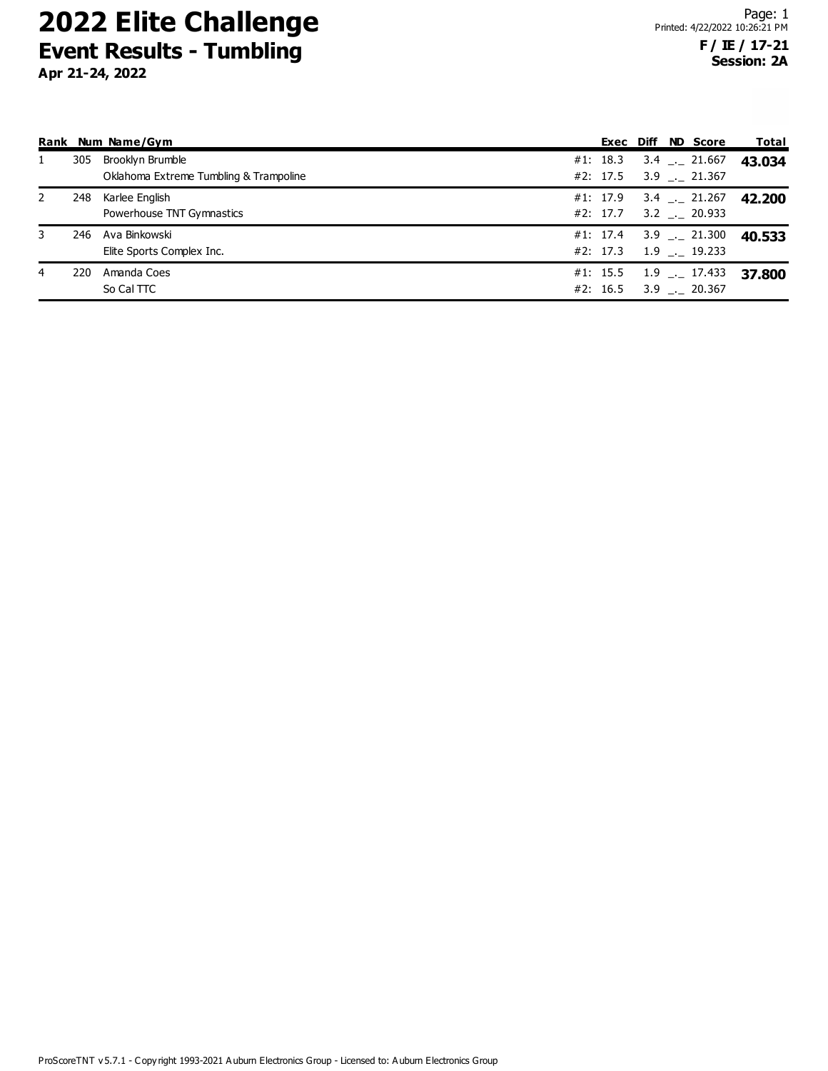# 2022 Elite Challenge

## Event Results - Tumbling

**Apr 21-24, 2022**

Printed: 4/22/2022 10:26:21 PM

**F / IE / 17-21**
**Session: 2A**

| Rank | Num | Name/Gym | | Exec | Diff | ND | Score | Total |
|---|---|---|---|---|---|---|---|---|
| 1 | 305 | Brooklyn Brumble | #1: | 18.3 | 3.4 | _._ | 21.667 | **43.034** |
| | | Oklahoma Extreme Tumbling & Trampoline | #2: | 17.5 | 3.9 | _._ | 21.367 | |
| 2 | 248 | Karlee English | #1: | 17.9 | 3.4 | _._ | 21.267 | **42.200** |
| | | Powerhouse TNT Gymnastics | #2: | 17.7 | 3.2 | _._ | 20.933 | |
| 3 | 246 | Ava Binkowski | #1: | 17.4 | 3.9 | _._ | 21.300 | **40.533** |
| | | Elite Sports Complex Inc. | #2: | 17.3 | 1.9 | _._ | 19.233 | |
| 4 | 220 | Amanda Coes | #1: | 15.5 | 1.9 | _._ | 17.433 | **37.800** |
| | | So Cal TTC | #2: | 16.5 | 3.9 | _._ | 20.367 | |

ProScoreTNT v5.7.1 - Copyright 1993-2021 Auburn Electronics Group - Licensed to: Auburn Electronics Group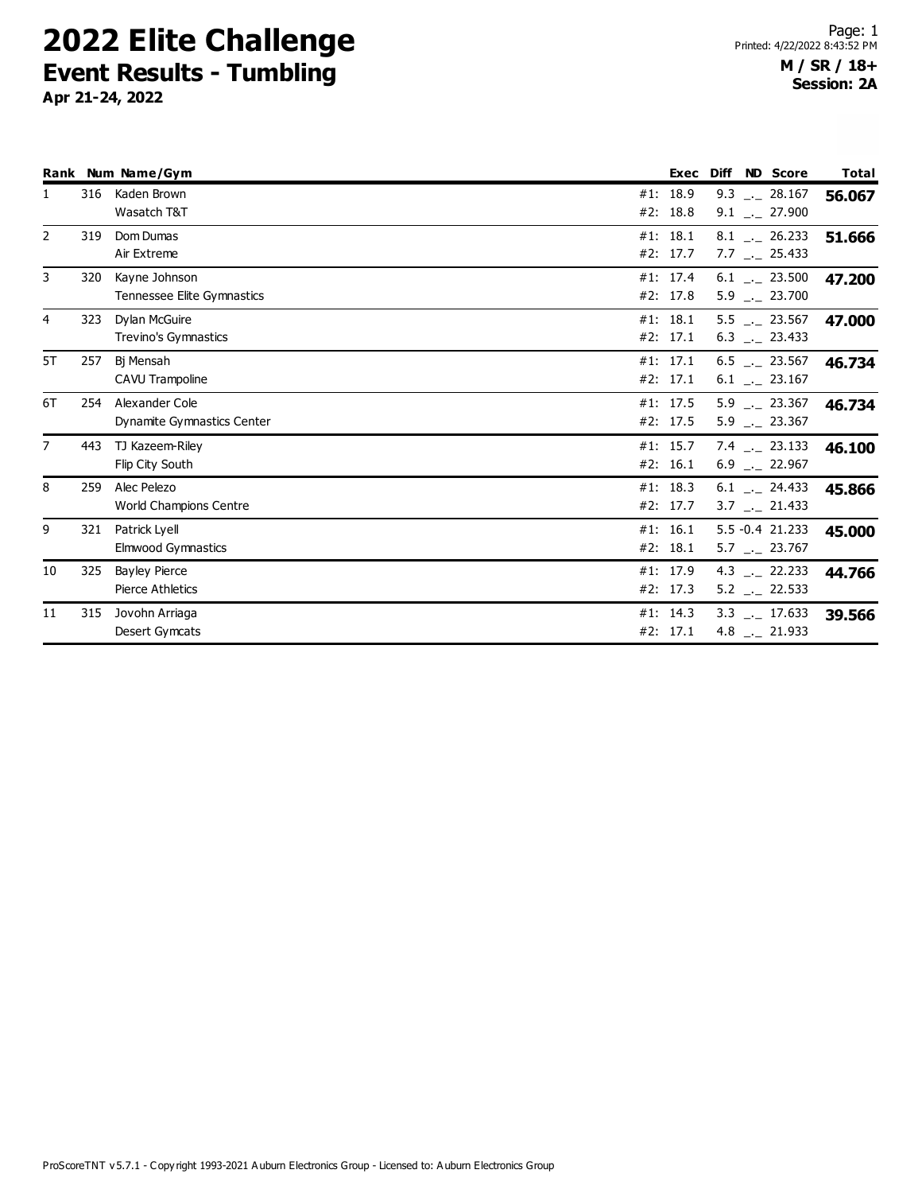# 2022 Elite Challenge

## Event Results - Tumbling

**Apr 21-24, 2022**

Printed: 4/22/2022 8:43:52 PM

**M / SR / 18+**
**Session: 2A**

| Rank | Num | Name/Gym | | Exec | Diff | ND | Score | Total |
|---|---|---|---|---|---|---|---|---|
| 1 | 316 | Kaden Brown | #1: | 18.9 | 9.3 | _._ | 28.167 | 56.067 |
| | | Wasatch T&T | #2: | 18.8 | 9.1 | _._ | 27.900 | |
| 2 | 319 | Dom Dumas | #1: | 18.1 | 8.1 | _._ | 26.233 | 51.666 |
| | | Air Extreme | #2: | 17.7 | 7.7 | _._ | 25.433 | |
| 3 | 320 | Kayne Johnson | #1: | 17.4 | 6.1 | _._ | 23.500 | 47.200 |
| | | Tennessee Elite Gymnastics | #2: | 17.8 | 5.9 | _._ | 23.700 | |
| 4 | 323 | Dylan McGuire | #1: | 18.1 | 5.5 | _._ | 23.567 | 47.000 |
| | | Trevino's Gymnastics | #2: | 17.1 | 6.3 | _._ | 23.433 | |
| 5T | 257 | Bj Mensah | #1: | 17.1 | 6.5 | _._ | 23.567 | 46.734 |
| | | CAVU Trampoline | #2: | 17.1 | 6.1 | _._ | 23.167 | |
| 6T | 254 | Alexander Cole | #1: | 17.5 | 5.9 | _._ | 23.367 | 46.734 |
| | | Dynamite Gymnastics Center | #2: | 17.5 | 5.9 | _._ | 23.367 | |
| 7 | 443 | TJ Kazeem-Riley | #1: | 15.7 | 7.4 | _._ | 23.133 | 46.100 |
| | | Flip City South | #2: | 16.1 | 6.9 | _._ | 22.967 | |
| 8 | 259 | Alec Pelezo | #1: | 18.3 | 6.1 | _._ | 24.433 | 45.866 |
| | | World Champions Centre | #2: | 17.7 | 3.7 | _._ | 21.433 | |
| 9 | 321 | Patrick Lyell | #1: | 16.1 | 5.5 | -0.4 | 21.233 | 45.000 |
| | | Elmwood Gymnastics | #2: | 18.1 | 5.7 | _._ | 23.767 | |
| 10 | 325 | Bayley Pierce | #1: | 17.9 | 4.3 | _._ | 22.233 | 44.766 |
| | | Pierce Athletics | #2: | 17.3 | 5.2 | _._ | 22.533 | |
| 11 | 315 | Jovohn Arriaga | #1: | 14.3 | 3.3 | _._ | 17.633 | 39.566 |
| | | Desert Gymcats | #2: | 17.1 | 4.8 | _._ | 21.933 | |

ProScoreTNT v5.7.1 - Copyright 1993-2021 Auburn Electronics Group - Licensed to: Auburn Electronics Group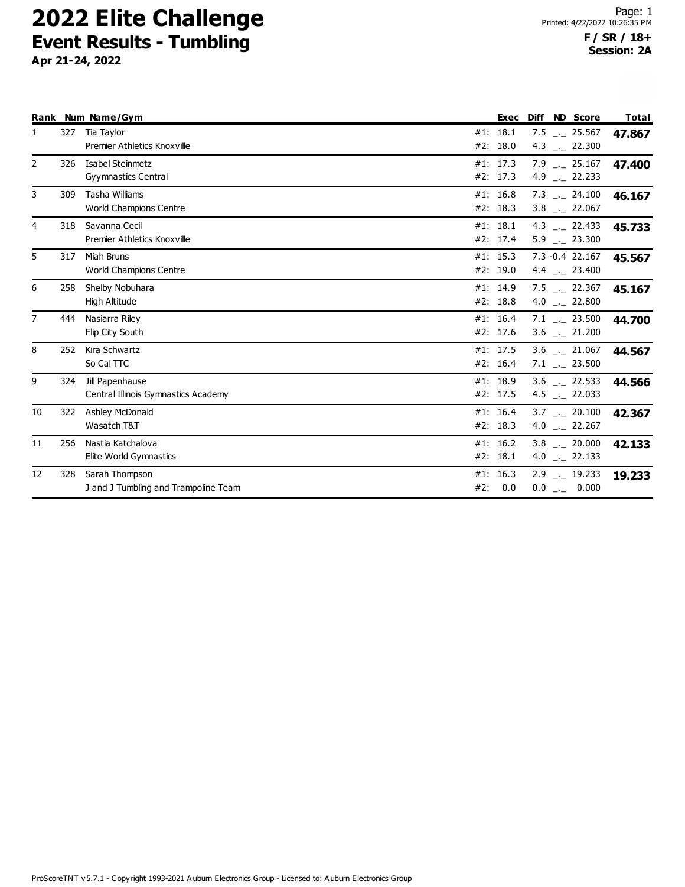# 2022 Elite Challenge

## Event Results - Tumbling

**Apr 21-24, 2022**

Printed: 4/22/2022 10:26:35 PM

**F / SR / 18+**
**Session: 2A**

| Rank | Num | Name/Gym | | Exec | Diff | ND | Score | Total |
|---|---|---|---|---|---|---|---|---|
| 1 | 327 | Tia Taylor | #1: | 18.1 | 7.5 | _._ | 25.567 | **47.867** |
| | | Premier Athletics Knoxville | #2: | 18.0 | 4.3 | _._ | 22.300 | |
| 2 | 326 | Isabel Steinmetz | #1: | 17.3 | 7.9 | _._ | 25.167 | **47.400** |
| | | Gyymnastics Central | #2: | 17.3 | 4.9 | _._ | 22.233 | |
| 3 | 309 | Tasha Williams | #1: | 16.8 | 7.3 | _._ | 24.100 | **46.167** |
| | | World Champions Centre | #2: | 18.3 | 3.8 | _._ | 22.067 | |
| 4 | 318 | Savanna Cecil | #1: | 18.1 | 4.3 | _._ | 22.433 | **45.733** |
| | | Premier Athletics Knoxville | #2: | 17.4 | 5.9 | _._ | 23.300 | |
| 5 | 317 | Miah Bruns | #1: | 15.3 | 7.3 | -0.4 | 22.167 | **45.567** |
| | | World Champions Centre | #2: | 19.0 | 4.4 | _._ | 23.400 | |
| 6 | 258 | Shelby Nobuhara | #1: | 14.9 | 7.5 | _._ | 22.367 | **45.167** |
| | | High Altitude | #2: | 18.8 | 4.0 | _._ | 22.800 | |
| 7 | 444 | Nasiarra Riley | #1: | 16.4 | 7.1 | _._ | 23.500 | **44.700** |
| | | Flip City South | #2: | 17.6 | 3.6 | _._ | 21.200 | |
| 8 | 252 | Kira Schwartz | #1: | 17.5 | 3.6 | _._ | 21.067 | **44.567** |
| | | So Cal TTC | #2: | 16.4 | 7.1 | _._ | 23.500 | |
| 9 | 324 | Jill Papenhause | #1: | 18.9 | 3.6 | _._ | 22.533 | **44.566** |
| | | Central Illinois Gymnastics Academy | #2: | 17.5 | 4.5 | _._ | 22.033 | |
| 10 | 322 | Ashley McDonald | #1: | 16.4 | 3.7 | _._ | 20.100 | **42.367** |
| | | Wasatch T&T | #2: | 18.3 | 4.0 | _._ | 22.267 | |
| 11 | 256 | Nastia Katchalova | #1: | 16.2 | 3.8 | _._ | 20.000 | **42.133** |
| | | Elite World Gymnastics | #2: | 18.1 | 4.0 | _._ | 22.133 | |
| 12 | 328 | Sarah Thompson | #1: | 16.3 | 2.9 | _._ | 19.233 | **19.233** |
| | | J and J Tumbling and Trampoline Team | #2: | 0.0 | 0.0 | _._ | 0.000 | |

ProScoreTNT v5.7.1 - Copyright 1993-2021 Auburn Electronics Group - Licensed to: Auburn Electronics Group